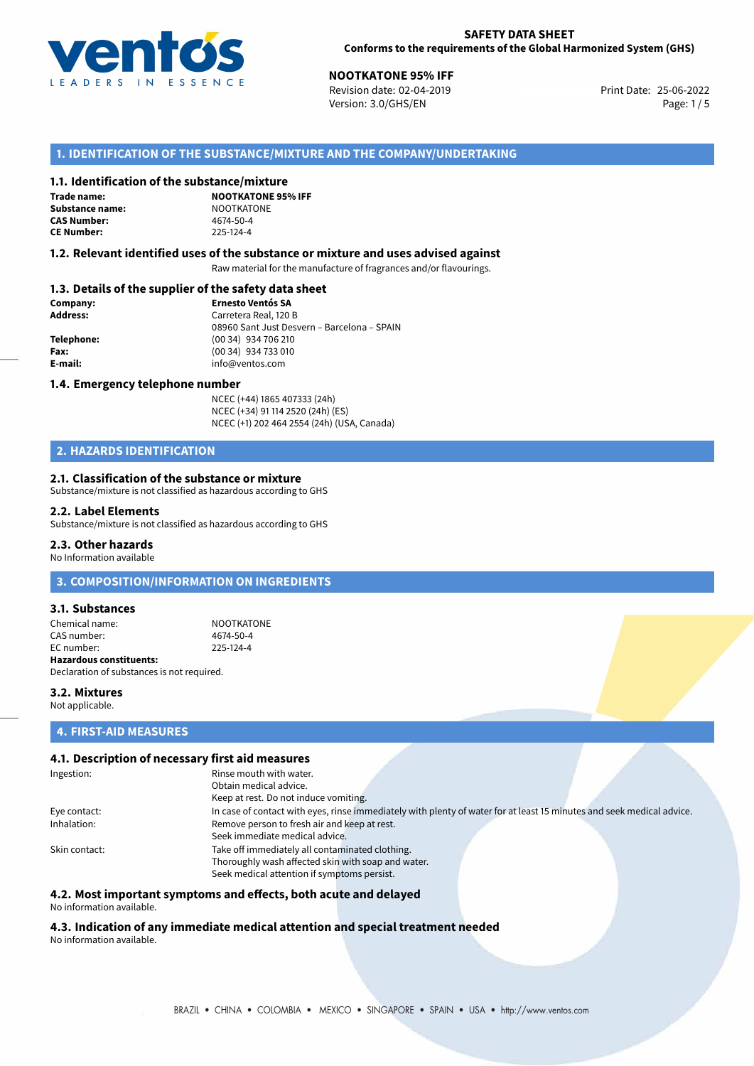**SAFETY DATA SHEET**
**Conforms to the requirements of the Global Harmonized System (GHS)**

**NOOTKATONE 95% IFF**
Revision date: 02-04-2019
Version: 3.0/GHS/EN
Print Date: 25-06-2022

## 1. IDENTIFICATION OF THE SUBSTANCE/MIXTURE AND THE COMPANY/UNDERTAKING

### 1.1. Identification of the substance/mixture

**Trade name:** **NOOTKATONE 95% IFF**
**Substance name:** NOOTKATONE
**CAS Number:** 4674-50-4
**CE Number:** 225-124-4

### 1.2. Relevant identified uses of the substance or mixture and uses advised against

Raw material for the manufacture of fragrances and/or flavourings.

### 1.3. Details of the supplier of the safety data sheet

**Company:** **Ernesto Ventós SA**
**Address:** Carretera Real, 120 B
08960 Sant Just Desvern – Barcelona – SPAIN
**Telephone:** (00 34) 934 706 210
**Fax:** (00 34) 934 733 010
**E-mail:** info@ventos.com

### 1.4. Emergency telephone number

NCEC (+44) 1865 407333 (24h)
NCEC (+34) 91 114 2520 (24h) (ES)
NCEC (+1) 202 464 2554 (24h) (USA, Canada)

## 2. HAZARDS IDENTIFICATION

### 2.1. Classification of the substance or mixture

Substance/mixture is not classified as hazardous according to GHS

### 2.2. Label Elements

Substance/mixture is not classified as hazardous according to GHS

### 2.3. Other hazards

No Information available

## 3. COMPOSITION/INFORMATION ON INGREDIENTS

### 3.1. Substances

Chemical name: NOOTKATONE
CAS number: 4674-50-4
EC number: 225-124-4
**Hazardous constituents:**
Declaration of substances is not required.

### 3.2. Mixtures

Not applicable.

## 4. FIRST-AID MEASURES

### 4.1. Description of necessary first aid measures

Ingestion: Rinse mouth with water.
Obtain medical advice.
Keep at rest. Do not induce vomiting.

Eye contact: In case of contact with eyes, rinse immediately with plenty of water for at least 15 minutes and seek medical advice.

Inhalation: Remove person to fresh air and keep at rest.
Seek immediate medical advice.

Skin contact: Take off immediately all contaminated clothing.
Thoroughly wash affected skin with soap and water.
Seek medical attention if symptoms persist.

### 4.2. Most important symptoms and effects, both acute and delayed

No information available.

### 4.3. Indication of any immediate medical attention and special treatment needed

No information available.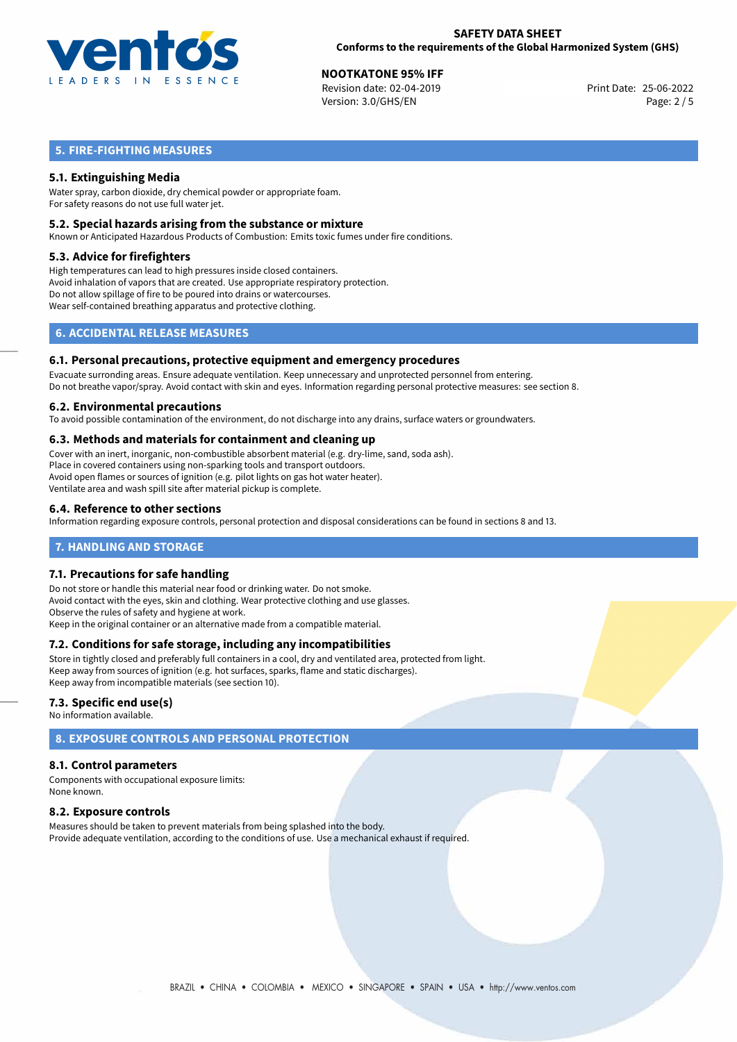## 5. FIRE-FIGHTING MEASURES

### 5.1. Extinguishing Media

Water spray, carbon dioxide, dry chemical powder or appropriate foam.
For safety reasons do not use full water jet.

### 5.2. Special hazards arising from the substance or mixture

Known or Anticipated Hazardous Products of Combustion: Emits toxic fumes under fire conditions.

### 5.3. Advice for firefighters

High temperatures can lead to high pressures inside closed containers.
Avoid inhalation of vapors that are created. Use appropriate respiratory protection.
Do not allow spillage of fire to be poured into drains or watercourses.
Wear self-contained breathing apparatus and protective clothing.

## 6. ACCIDENTAL RELEASE MEASURES

### 6.1. Personal precautions, protective equipment and emergency procedures

Evacuate surronding areas. Ensure adequate ventilation. Keep unnecessary and unprotected personnel from entering.
Do not breathe vapor/spray. Avoid contact with skin and eyes. Information regarding personal protective measures: see section 8.

### 6.2. Environmental precautions

To avoid possible contamination of the environment, do not discharge into any drains, surface waters or groundwaters.

### 6.3. Methods and materials for containment and cleaning up

Cover with an inert, inorganic, non-combustible absorbent material (e.g. dry-lime, sand, soda ash).
Place in covered containers using non-sparking tools and transport outdoors.
Avoid open flames or sources of ignition (e.g. pilot lights on gas hot water heater).
Ventilate area and wash spill site after material pickup is complete.

### 6.4. Reference to other sections

Information regarding exposure controls, personal protection and disposal considerations can be found in sections 8 and 13.

## 7. HANDLING AND STORAGE

### 7.1. Precautions for safe handling

Do not store or handle this material near food or drinking water. Do not smoke.
Avoid contact with the eyes, skin and clothing. Wear protective clothing and use glasses.
Observe the rules of safety and hygiene at work.
Keep in the original container or an alternative made from a compatible material.

### 7.2. Conditions for safe storage, including any incompatibilities

Store in tightly closed and preferably full containers in a cool, dry and ventilated area, protected from light.
Keep away from sources of ignition (e.g. hot surfaces, sparks, flame and static discharges).
Keep away from incompatible materials (see section 10).

### 7.3. Specific end use(s)

No information available.

## 8. EXPOSURE CONTROLS AND PERSONAL PROTECTION

### 8.1. Control parameters

Components with occupational exposure limits:
None known.

### 8.2. Exposure controls

Measures should be taken to prevent materials from being splashed into the body.
Provide adequate ventilation, according to the conditions of use. Use a mechanical exhaust if required.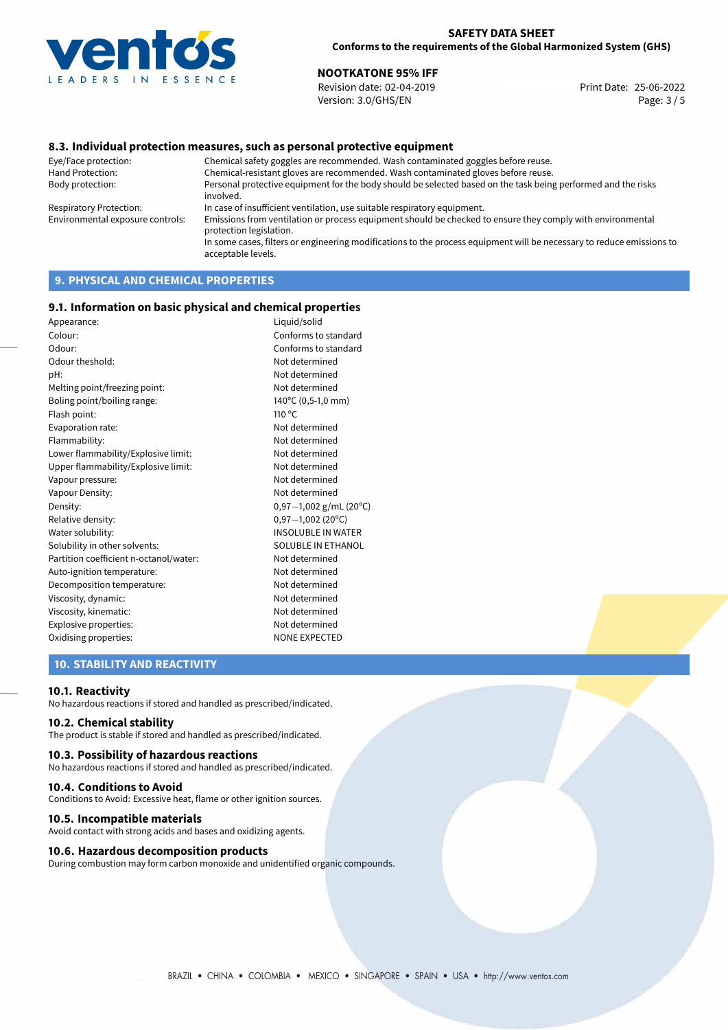### 8.3. Individual protection measures, such as personal protective equipment

| | |
|---|---|
| Eye/Face protection: | Chemical safety goggles are recommended. Wash contaminated goggles before reuse. |
| Hand Protection: | Chemical-resistant gloves are recommended. Wash contaminated gloves before reuse. |
| Body protection: | Personal protective equipment for the body should be selected based on the task being performed and the risks involved. |
| Respiratory Protection: | In case of insufficient ventilation, use suitable respiratory equipment. |
| Environmental exposure controls: | Emissions from ventilation or process equipment should be checked to ensure they comply with environmental protection legislation. In some cases, filters or engineering modifications to the process equipment will be necessary to reduce emissions to acceptable levels. |

## 9. PHYSICAL AND CHEMICAL PROPERTIES

### 9.1. Information on basic physical and chemical properties

| | |
|---|---|
| Appearance: | Liquid/solid |
| Colour: | Conforms to standard |
| Odour: | Conforms to standard |
| Odour theshold: | Not determined |
| pH: | Not determined |
| Melting point/freezing point: | Not determined |
| Boling point/boiling range: | 140°C (0,5-1,0 mm) |
| Flash point: | 110 °C |
| Evaporation rate: | Not determined |
| Flammability: | Not determined |
| Lower flammability/Explosive limit: | Not determined |
| Upper flammability/Explosive limit: | Not determined |
| Vapour pressure: | Not determined |
| Vapour Density: | Not determined |
| Density: | 0,97−1,002 g/mL (20°C) |
| Relative density: | 0,97−1,002 (20°C) |
| Water solubility: | INSOLUBLE IN WATER |
| Solubility in other solvents: | SOLUBLE IN ETHANOL |
| Partition coefficient n-octanol/water: | Not determined |
| Auto-ignition temperature: | Not determined |
| Decomposition temperature: | Not determined |
| Viscosity, dynamic: | Not determined |
| Viscosity, kinematic: | Not determined |
| Explosive properties: | Not determined |
| Oxidising properties: | NONE EXPECTED |

## 10. STABILITY AND REACTIVITY

### 10.1. Reactivity
No hazardous reactions if stored and handled as prescribed/indicated.

### 10.2. Chemical stability
The product is stable if stored and handled as prescribed/indicated.

### 10.3. Possibility of hazardous reactions
No hazardous reactions if stored and handled as prescribed/indicated.

### 10.4. Conditions to Avoid
Conditions to Avoid: Excessive heat, flame or other ignition sources.

### 10.5. Incompatible materials
Avoid contact with strong acids and bases and oxidizing agents.

### 10.6. Hazardous decomposition products
During combustion may form carbon monoxide and unidentified organic compounds.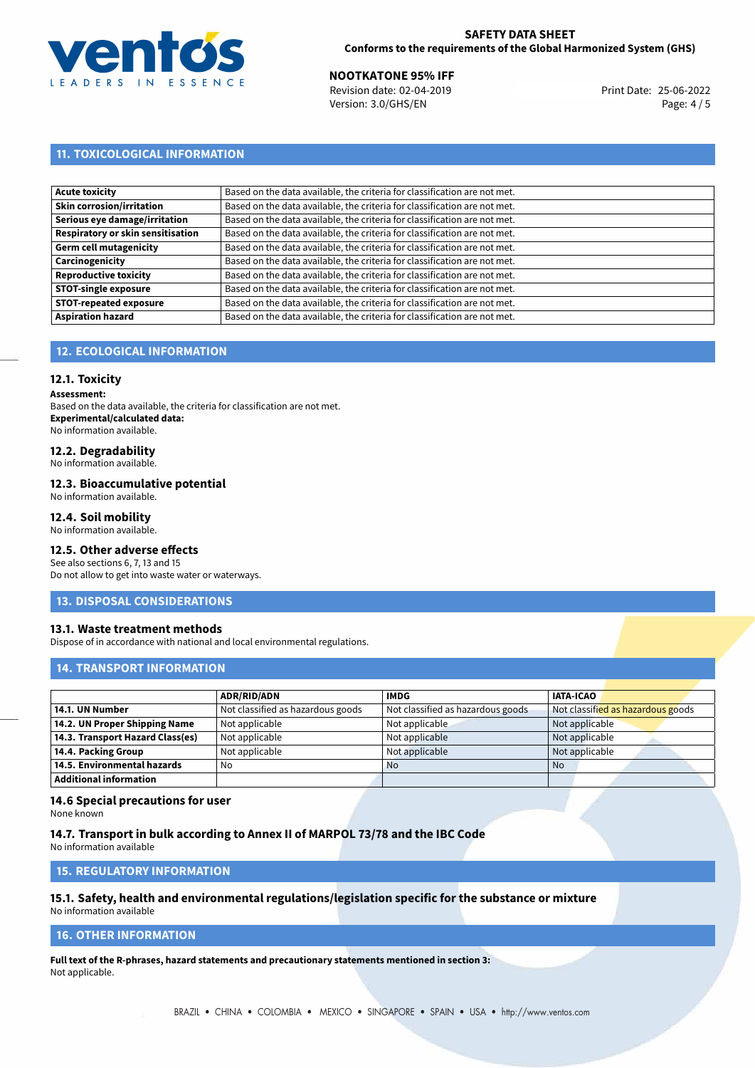## 11. TOXICOLOGICAL INFORMATION

| | |
|---|---|
| **Acute toxicity** | Based on the data available, the criteria for classification are not met. |
| **Skin corrosion/irritation** | Based on the data available, the criteria for classification are not met. |
| **Serious eye damage/irritation** | Based on the data available, the criteria for classification are not met. |
| **Respiratory or skin sensitisation** | Based on the data available, the criteria for classification are not met. |
| **Germ cell mutagenicity** | Based on the data available, the criteria for classification are not met. |
| **Carcinogenicity** | Based on the data available, the criteria for classification are not met. |
| **Reproductive toxicity** | Based on the data available, the criteria for classification are not met. |
| **STOT-single exposure** | Based on the data available, the criteria for classification are not met. |
| **STOT-repeated exposure** | Based on the data available, the criteria for classification are not met. |
| **Aspiration hazard** | Based on the data available, the criteria for classification are not met. |

## 12. ECOLOGICAL INFORMATION

### 12.1. Toxicity

**Assessment:**
Based on the data available, the criteria for classification are not met.
**Experimental/calculated data:**
No information available.

### 12.2. Degradability

No information available.

### 12.3. Bioaccumulative potential

No information available.

### 12.4. Soil mobility

No information available.

### 12.5. Other adverse effects

See also sections 6, 7, 13 and 15
Do not allow to get into waste water or waterways.

## 13. DISPOSAL CONSIDERATIONS

### 13.1. Waste treatment methods

Dispose of in accordance with national and local environmental regulations.

## 14. TRANSPORT INFORMATION

| | ADR/RID/ADN | IMDG | IATA-ICAO |
|---|---|---|---|
| **14.1. UN Number** | Not classified as hazardous goods | Not classified as hazardous goods | Not classified as hazardous goods |
| **14.2. UN Proper Shipping Name** | Not applicable | Not applicable | Not applicable |
| **14.3. Transport Hazard Class(es)** | Not applicable | Not applicable | Not applicable |
| **14.4. Packing Group** | Not applicable | Not applicable | Not applicable |
| **14.5. Environmental hazards** | No | No | No |
| **Additional information** | | | |

### 14.6 Special precautions for user

None known

### 14.7. Transport in bulk according to Annex II of MARPOL 73/78 and the IBC Code

No information available

## 15. REGULATORY INFORMATION

### 15.1. Safety, health and environmental regulations/legislation specific for the substance or mixture

No information available

## 16. OTHER INFORMATION

**Full text of the R-phrases, hazard statements and precautionary statements mentioned in section 3:**
Not applicable.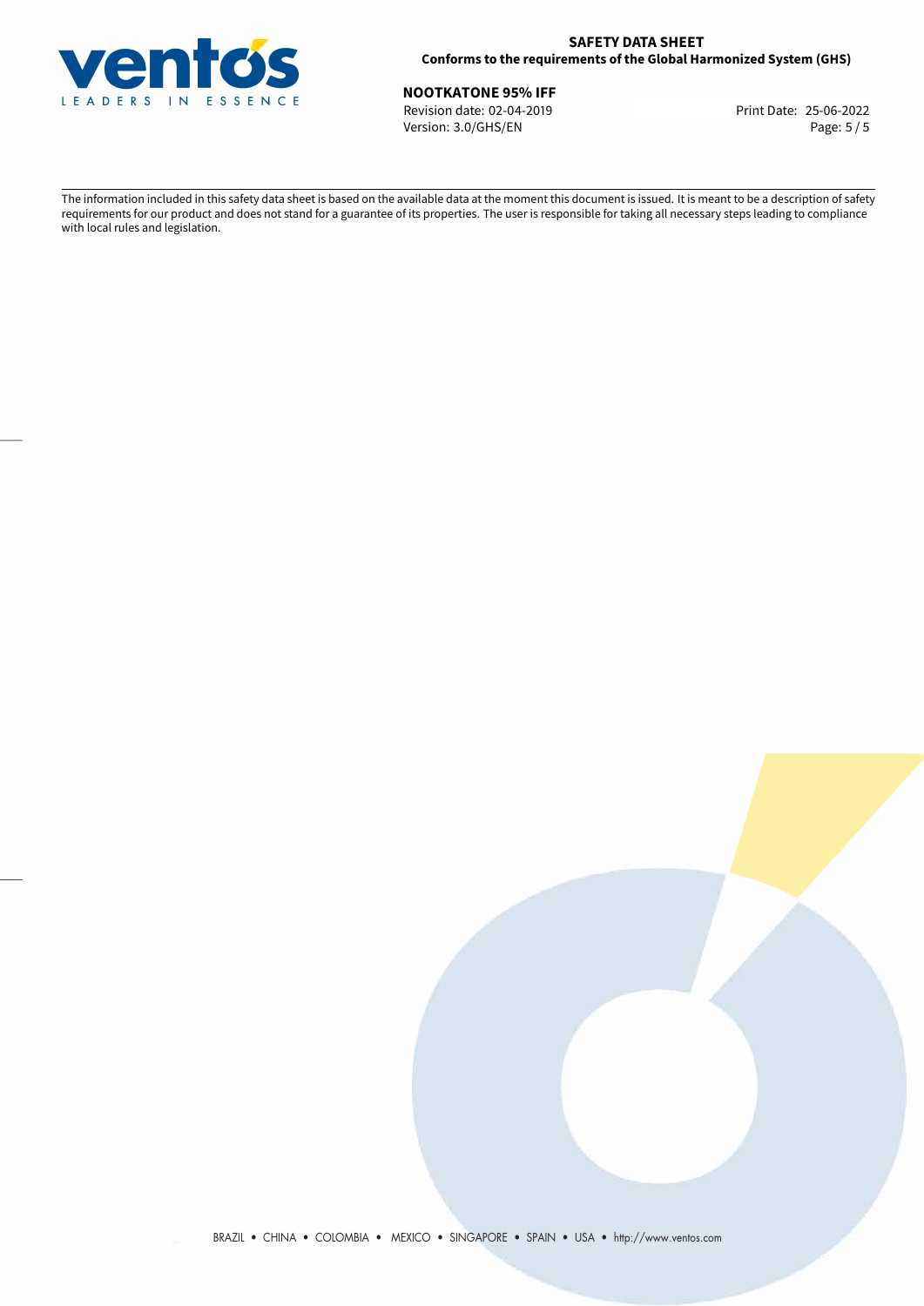The information included in this safety data sheet is based on the available data at the moment this document is issued. It is meant to be a description of safety requirements for our product and does not stand for a guarantee of its properties. The user is responsible for taking all necessary steps leading to compliance with local rules and legislation.